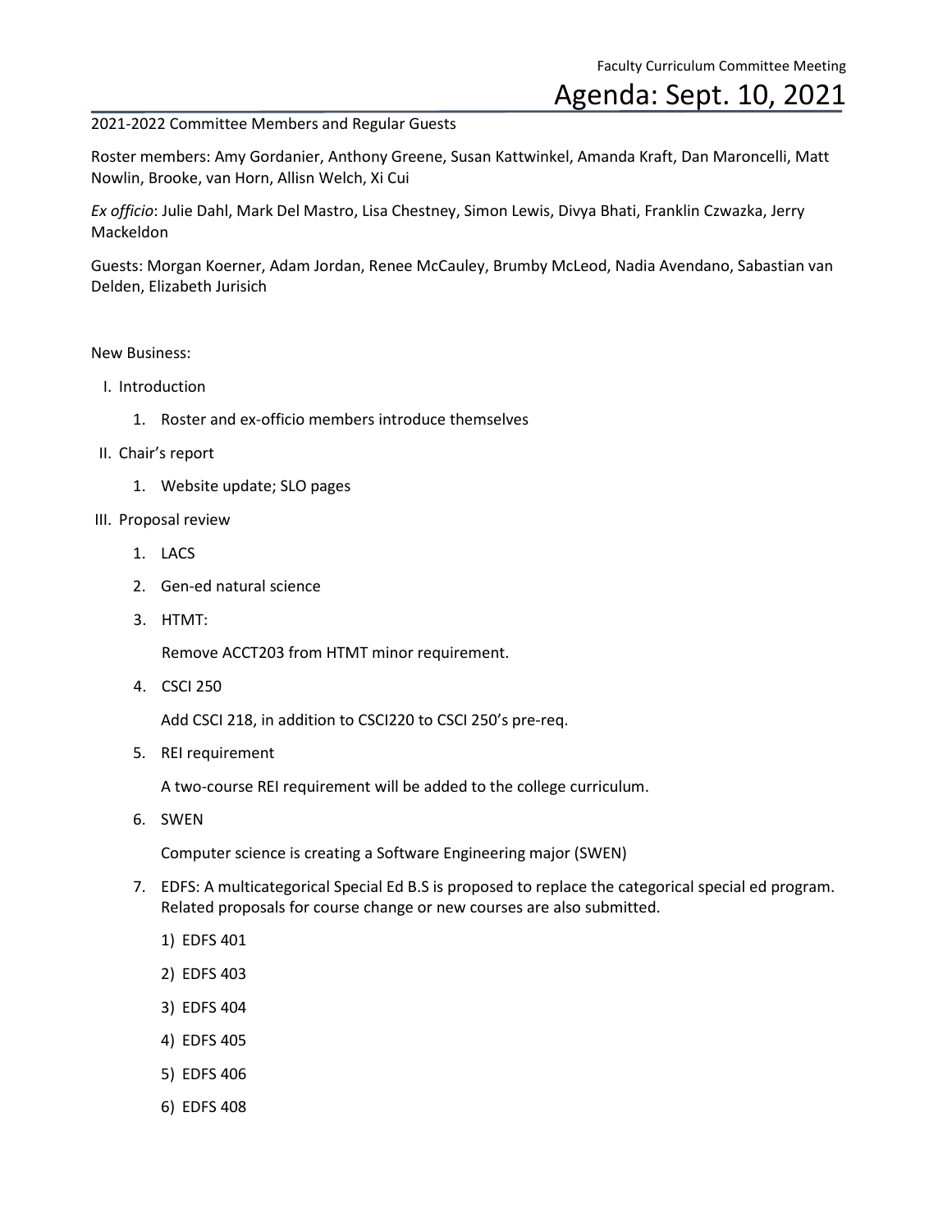Faculty Curriculum Committee Meeting

# Agenda: Sept. 10, 2021

2021-2022 Committee Members and Regular Guests

Roster members: Amy Gordanier, Anthony Greene, Susan Kattwinkel, Amanda Kraft, Dan Maroncelli, Matt Nowlin, Brooke, van Horn, Allisn Welch, Xi Cui

*Ex officio*: Julie Dahl, Mark Del Mastro, Lisa Chestney, Simon Lewis, Divya Bhati, Franklin Czwazka, Jerry Mackeldon

Guests: Morgan Koerner, Adam Jordan, Renee McCauley, Brumby McLeod, Nadia Avendano, Sabastian van Delden, Elizabeth Jurisich

New Business:

I. Introduction
   1. Roster and ex-officio members introduce themselves
II. Chair's report
   1. Website update; SLO pages
III. Proposal review
   1. LACS
   2. Gen-ed natural science
   3. HTMT:

      Remove ACCT203 from HTMT minor requirement.
   4. CSCI 250

      Add CSCI 218, in addition to CSCI220 to CSCI 250's pre-req.
   5. REI requirement

      A two-course REI requirement will be added to the college curriculum.
   6. SWEN

      Computer science is creating a Software Engineering major (SWEN)
   7. EDFS: A multicategorical Special Ed B.S is proposed to replace the categorical special ed program. Related proposals for course change or new courses are also submitted.
      1) EDFS 401
      2) EDFS 403
      3) EDFS 404
      4) EDFS 405
      5) EDFS 406
      6) EDFS 408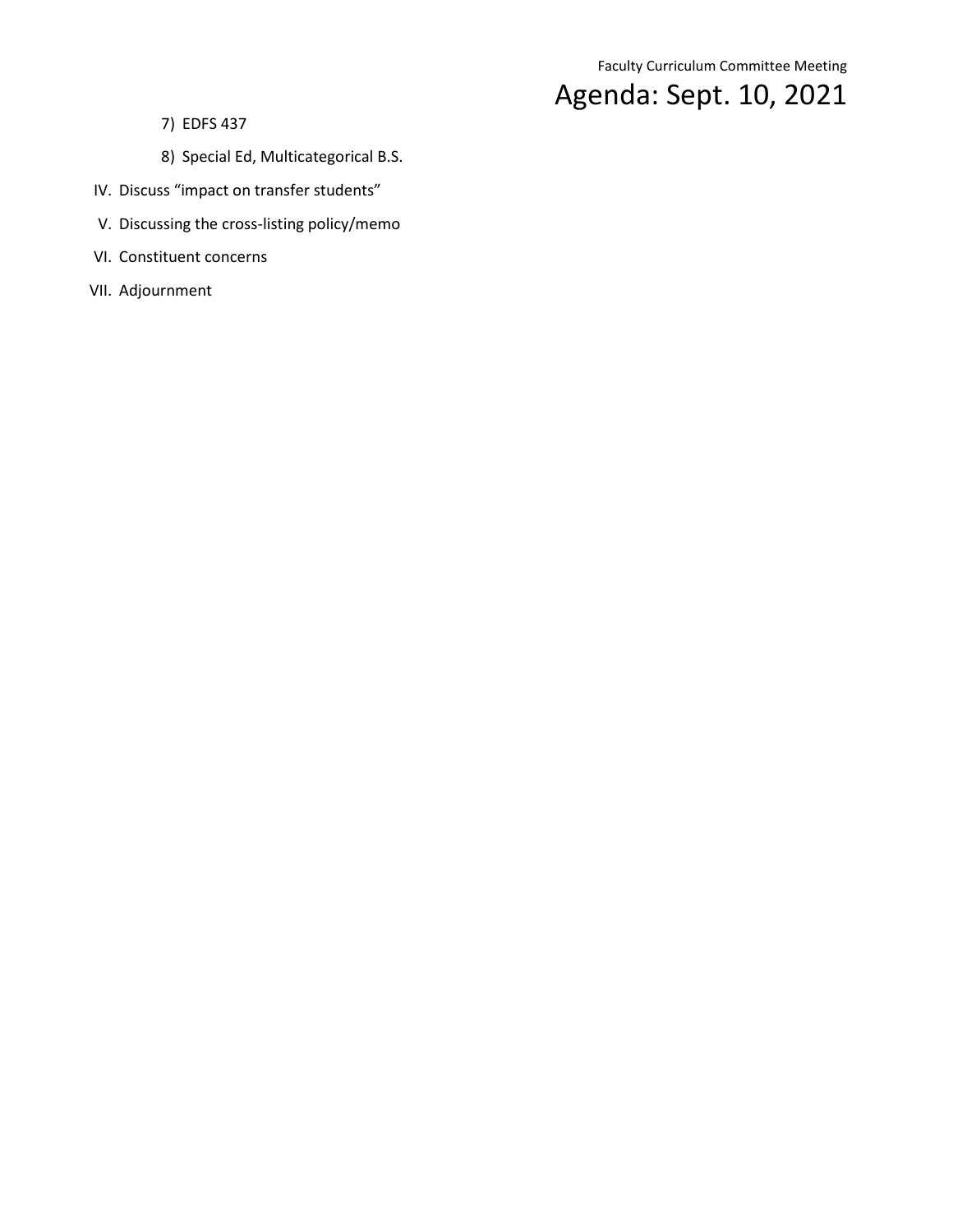7) EDFS 437

8) Special Ed, Multicategorical B.S.

IV. Discuss "impact on transfer students"

V. Discussing the cross-listing policy/memo

VI. Constituent concerns

VII. Adjournment